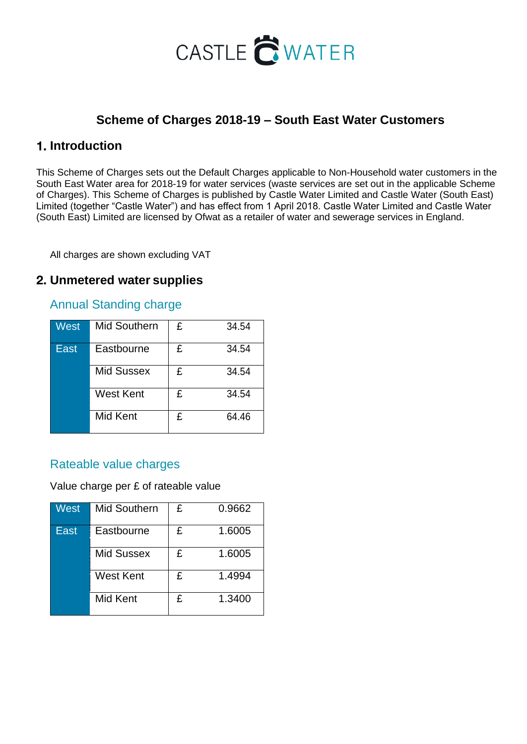CASTLE WATER

# Scheme of Charges 2018-19 – South East Water Customers

## 1. Introduction

This Scheme of Charges sets out the Default Charges applicable to Non-Household water customers in the South East Water area for 2018-19 for water services (waste services are set out in the applicable Scheme of Charges). This Scheme of Charges is published by Castle Water Limited and Castle Water (South East) Limited (together "Castle Water") and has effect from 1 April 2018. Castle Water Limited and Castle Water (South East) Limited are licensed by Ofwat as a retailer of water and sewerage services in England.

All charges are shown excluding VAT

## 2. Unmetered water supplies

### Annual Standing charge

| | | | |
|---|---|---|---|
| West | Mid Southern | £ | 34.54 |
| East | Eastbourne | £ | 34.54 |
| | Mid Sussex | £ | 34.54 |
| | West Kent | £ | 34.54 |
| | Mid Kent | £ | 64.46 |

### Rateable value charges

Value charge per £ of rateable value

| | | | |
|---|---|---|---|
| West | Mid Southern | £ | 0.9662 |
| East | Eastbourne | £ | 1.6005 |
| | Mid Sussex | £ | 1.6005 |
| | West Kent | £ | 1.4994 |
| | Mid Kent | £ | 1.3400 |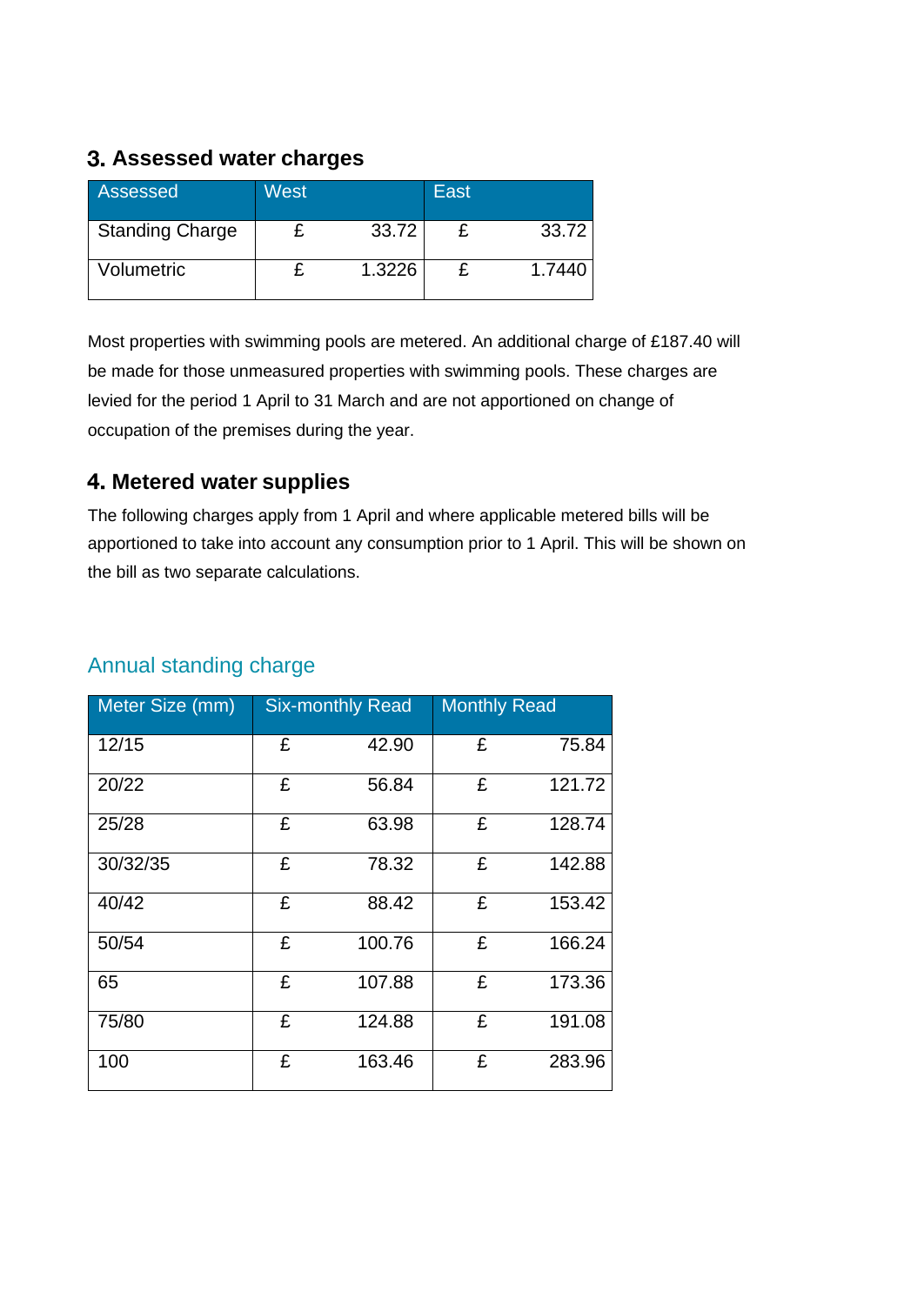## 3. Assessed water charges

| Assessed | West | East |
| --- | --- | --- |
| Standing Charge | £ 33.72 | £ 33.72 |
| Volumetric | £ 1.3226 | £ 1.7440 |

Most properties with swimming pools are metered. An additional charge of £187.40 will be made for those unmeasured properties with swimming pools. These charges are levied for the period 1 April to 31 March and are not apportioned on change of occupation of the premises during the year.

## 4. Metered water supplies

The following charges apply from 1 April and where applicable metered bills will be apportioned to take into account any consumption prior to 1 April. This will be shown on the bill as two separate calculations.

### Annual standing charge

| Meter Size (mm) | Six-monthly Read | Monthly Read |
| --- | --- | --- |
| 12/15 | £ 42.90 | £ 75.84 |
| 20/22 | £ 56.84 | £ 121.72 |
| 25/28 | £ 63.98 | £ 128.74 |
| 30/32/35 | £ 78.32 | £ 142.88 |
| 40/42 | £ 88.42 | £ 153.42 |
| 50/54 | £ 100.76 | £ 166.24 |
| 65 | £ 107.88 | £ 173.36 |
| 75/80 | £ 124.88 | £ 191.08 |
| 100 | £ 163.46 | £ 283.96 |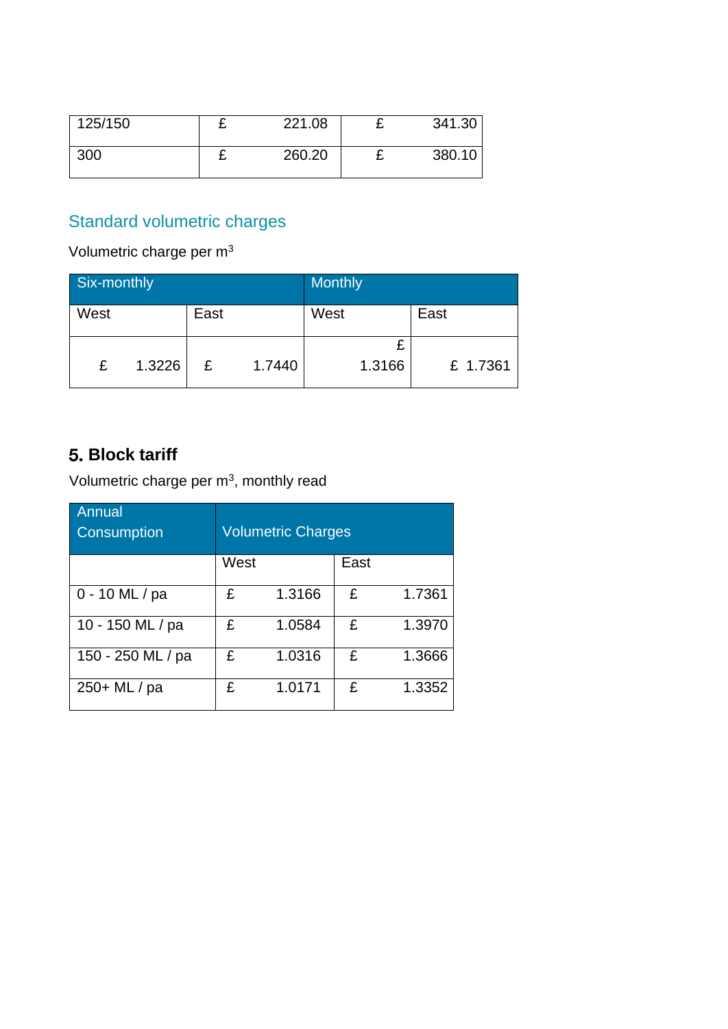| 125/150 | £ 221.08 | £ 341.30 |
|---|---|---|
| 300 | £ 260.20 | £ 380.10 |

## Standard volumetric charges

Volumetric charge per m$^3$

| Six-monthly | | Monthly | |
|---|---|---|---|
| West | East | West | East |
| £ 1.3226 | £ 1.7440 | £ 1.3166 | £ 1.7361 |

## 5. Block tariff

Volumetric charge per m$^3$, monthly read

| Annual Consumption | Volumetric Charges | |
|---|---|---|
| | West | East |
| 0 - 10 ML / pa | £ 1.3166 | £ 1.7361 |
| 10 - 150 ML / pa | £ 1.0584 | £ 1.3970 |
| 150 - 250 ML / pa | £ 1.0316 | £ 1.3666 |
| 250+ ML / pa | £ 1.0171 | £ 1.3352 |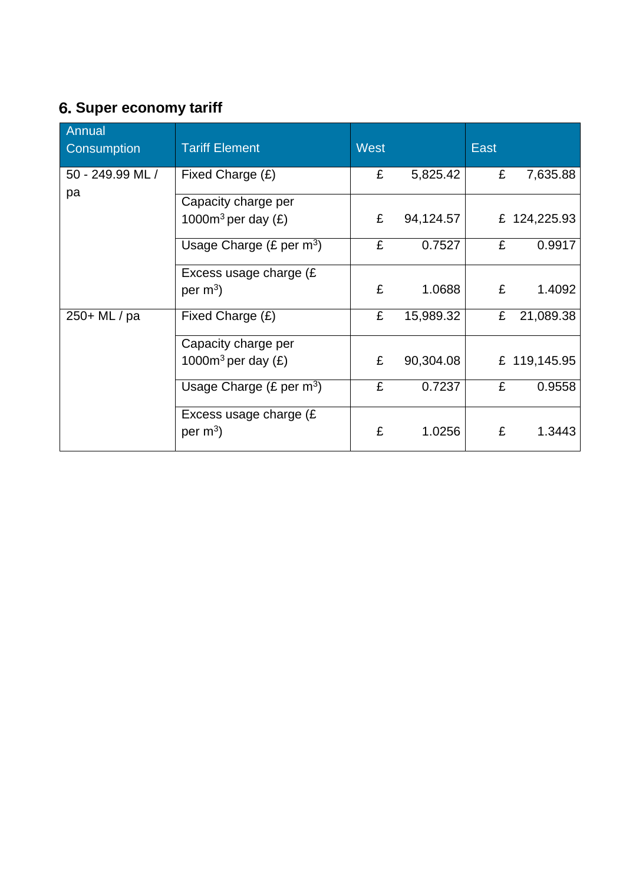## 6. Super economy tariff

| Annual Consumption | Tariff Element | West | East |
|---|---|---|---|
| 50 - 249.99 ML / pa | Fixed Charge (£) | £ 5,825.42 | £ 7,635.88 |
| | Capacity charge per $1000m^3$ per day (£) | £ 94,124.57 | £ 124,225.93 |
| | Usage Charge (£ per $m^3$) | £ 0.7527 | £ 0.9917 |
| | Excess usage charge (£ per $m^3$) | £ 1.0688 | £ 1.4092 |
| 250+ ML / pa | Fixed Charge (£) | £ 15,989.32 | £ 21,089.38 |
| | Capacity charge per $1000m^3$ per day (£) | £ 90,304.08 | £ 119,145.95 |
| | Usage Charge (£ per $m^3$) | £ 0.7237 | £ 0.9558 |
| | Excess usage charge (£ per $m^3$) | £ 1.0256 | £ 1.3443 |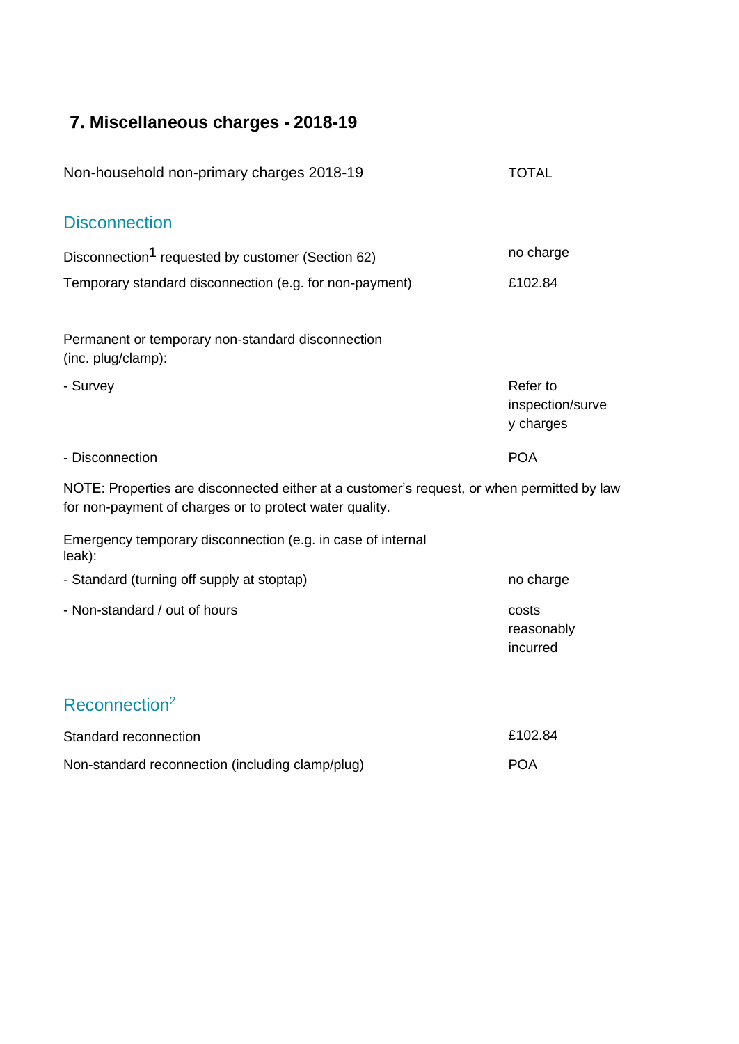## 7. Miscellaneous charges - 2018-19

| Non-household non-primary charges 2018-19 | TOTAL |
|---|---|

### Disconnection

| | |
|---|---|
| Disconnection[1] requested by customer (Section 62) | no charge |
| Temporary standard disconnection (e.g. for non-payment) | £102.84 |
| Permanent or temporary non-standard disconnection (inc. plug/clamp): | |
| - Survey | Refer to inspection/survey charges |
| - Disconnection | POA |

NOTE: Properties are disconnected either at a customer's request, or when permitted by law for non-payment of charges or to protect water quality.

| | |
|---|---|
| Emergency temporary disconnection (e.g. in case of internal leak): | |
| - Standard (turning off supply at stoptap) | no charge |
| - Non-standard / out of hours | costs reasonably incurred |

### Reconnection[2]

| | |
|---|---|
| Standard reconnection | £102.84 |
| Non-standard reconnection (including clamp/plug) | POA |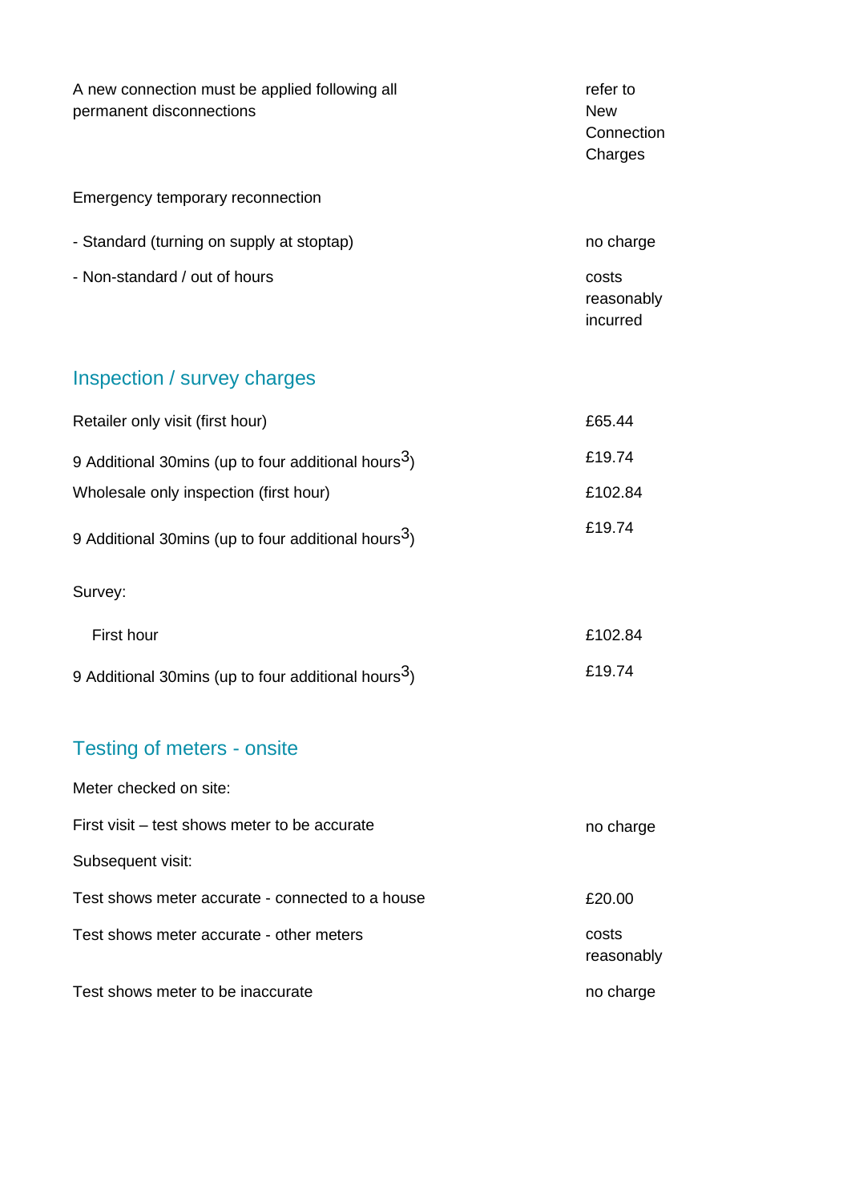| | |
|---|---|
| A new connection must be applied following all permanent disconnections | refer to New Connection Charges |
| Emergency temporary reconnection | |
| - Standard (turning on supply at stoptap) | no charge |
| - Non-standard / out of hours | costs reasonably incurred |

## Inspection / survey charges

| | |
|---|---|
| Retailer only visit (first hour) | £65.44 |
| 9 Additional 30mins (up to four additional hours[3]) | £19.74 |
| Wholesale only inspection (first hour) | £102.84 |
| 9 Additional 30mins (up to four additional hours[3]) | £19.74 |
| Survey: | |
| First hour | £102.84 |
| 9 Additional 30mins (up to four additional hours[3]) | £19.74 |

## Testing of meters - onsite

| | |
|---|---|
| Meter checked on site: | |
| First visit – test shows meter to be accurate | no charge |
| Subsequent visit: | |
| Test shows meter accurate - connected to a house | £20.00 |
| Test shows meter accurate - other meters | costs reasonably |
| Test shows meter to be inaccurate | no charge |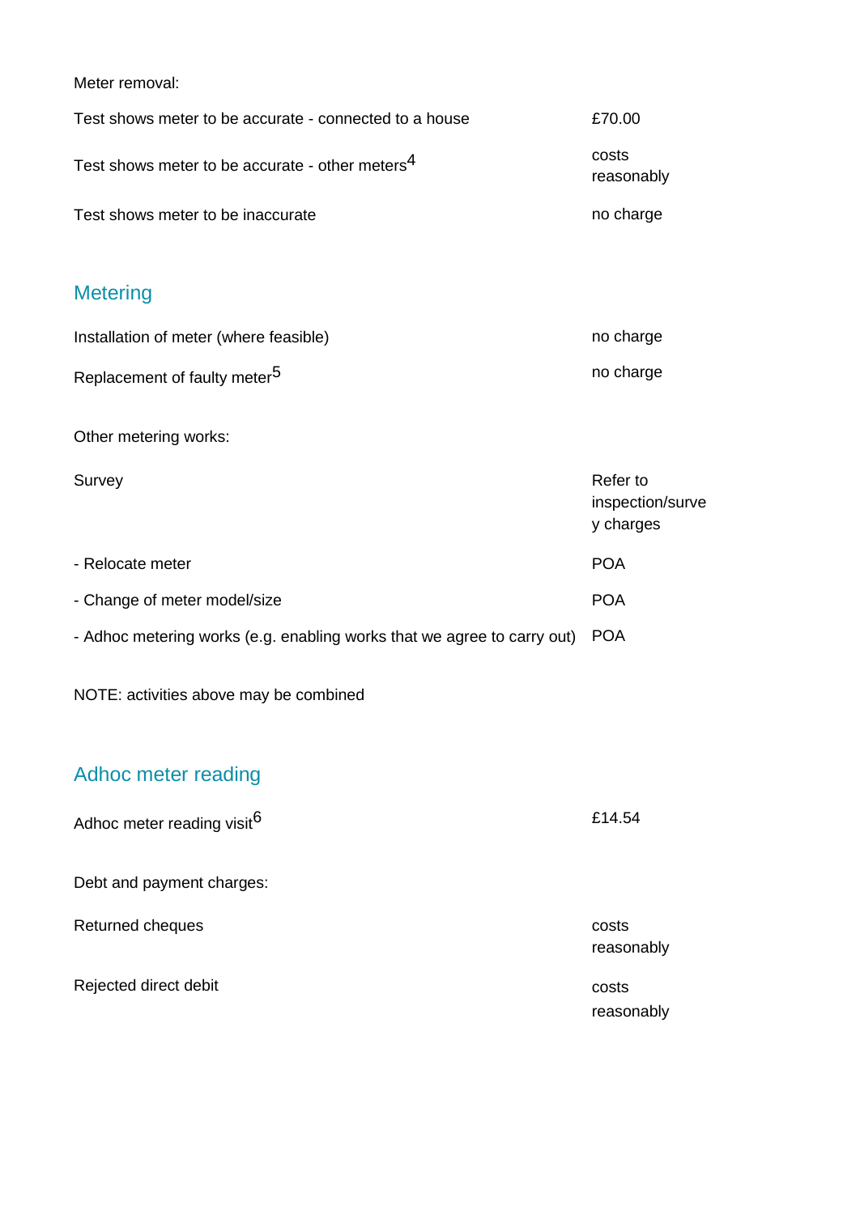Meter removal:

| | |
|---|---|
| Test shows meter to be accurate - connected to a house | £70.00 |
| Test shows meter to be accurate - other meters[4] | costs reasonably |
| Test shows meter to be inaccurate | no charge |

## Metering

| | |
|---|---|
| Installation of meter (where feasible) | no charge |
| Replacement of faulty meter[5] | no charge |

Other metering works:

| | |
|---|---|
| Survey | Refer to inspection/survey charges |
| - Relocate meter | POA |
| - Change of meter model/size | POA |
| - Adhoc metering works (e.g. enabling works that we agree to carry out) | POA |

NOTE: activities above may be combined

## Adhoc meter reading

| | |
|---|---|
| Adhoc meter reading visit[6] | £14.54 |

Debt and payment charges:

| | |
|---|---|
| Returned cheques | costs reasonably |
| Rejected direct debit | costs reasonably |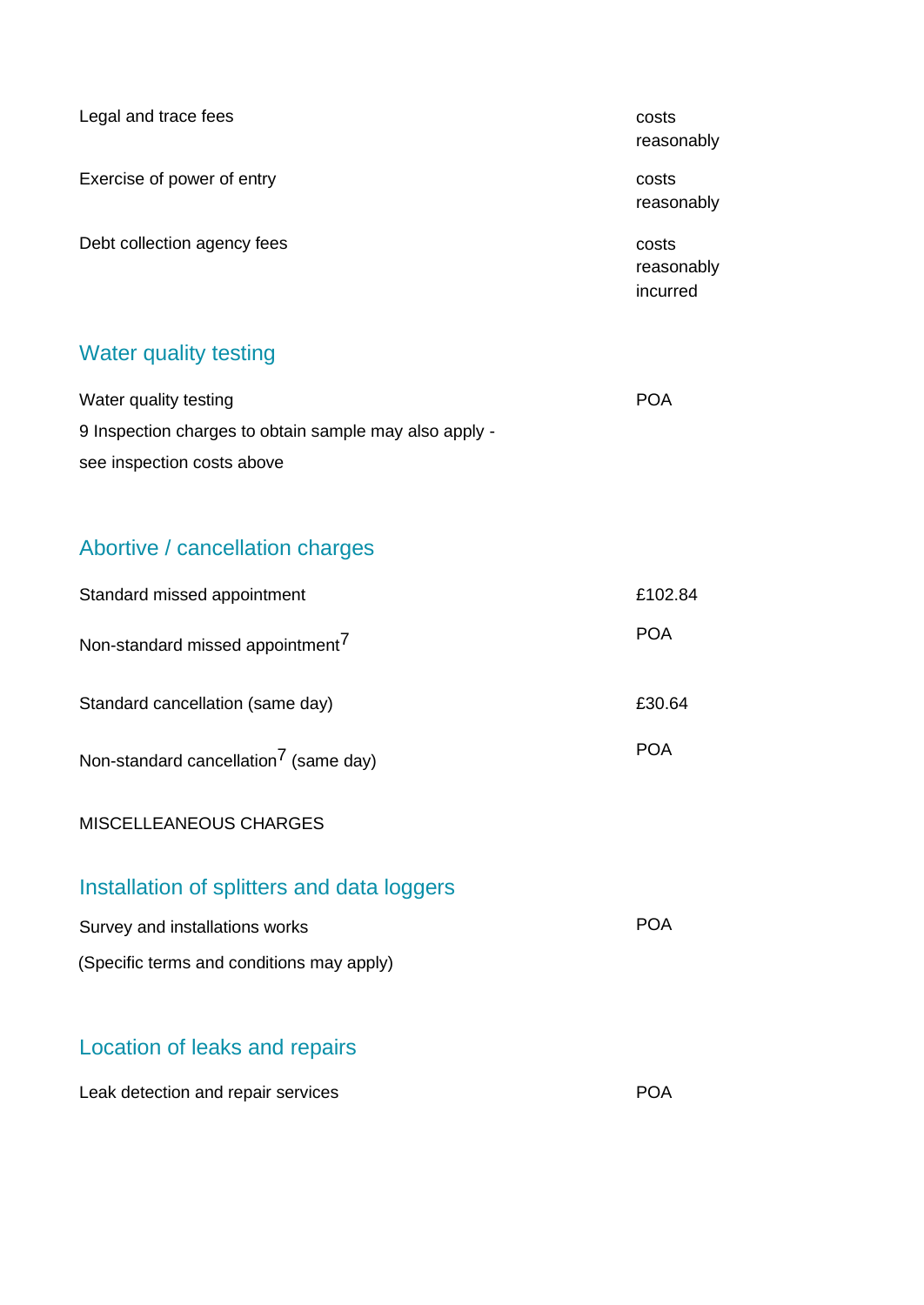| | |
|---|---|
| Legal and trace fees | costs reasonably |
| Exercise of power of entry | costs reasonably |
| Debt collection agency fees | costs reasonably incurred |

## Water quality testing

| | |
|---|---|
| Water quality testing<br>9 Inspection charges to obtain sample may also apply - see inspection costs above | POA |

## Abortive / cancellation charges

| | |
|---|---|
| Standard missed appointment | £102.84 |
| Non-standard missed appointment[7] | POA |
| Standard cancellation (same day) | £30.64 |
| Non-standard cancellation[7] (same day) | POA |

MISCELLEANEOUS CHARGES

## Installation of splitters and data loggers

| | |
|---|---|
| Survey and installations works<br>(Specific terms and conditions may apply) | POA |

## Location of leaks and repairs

| | |
|---|---|
| Leak detection and repair services | POA |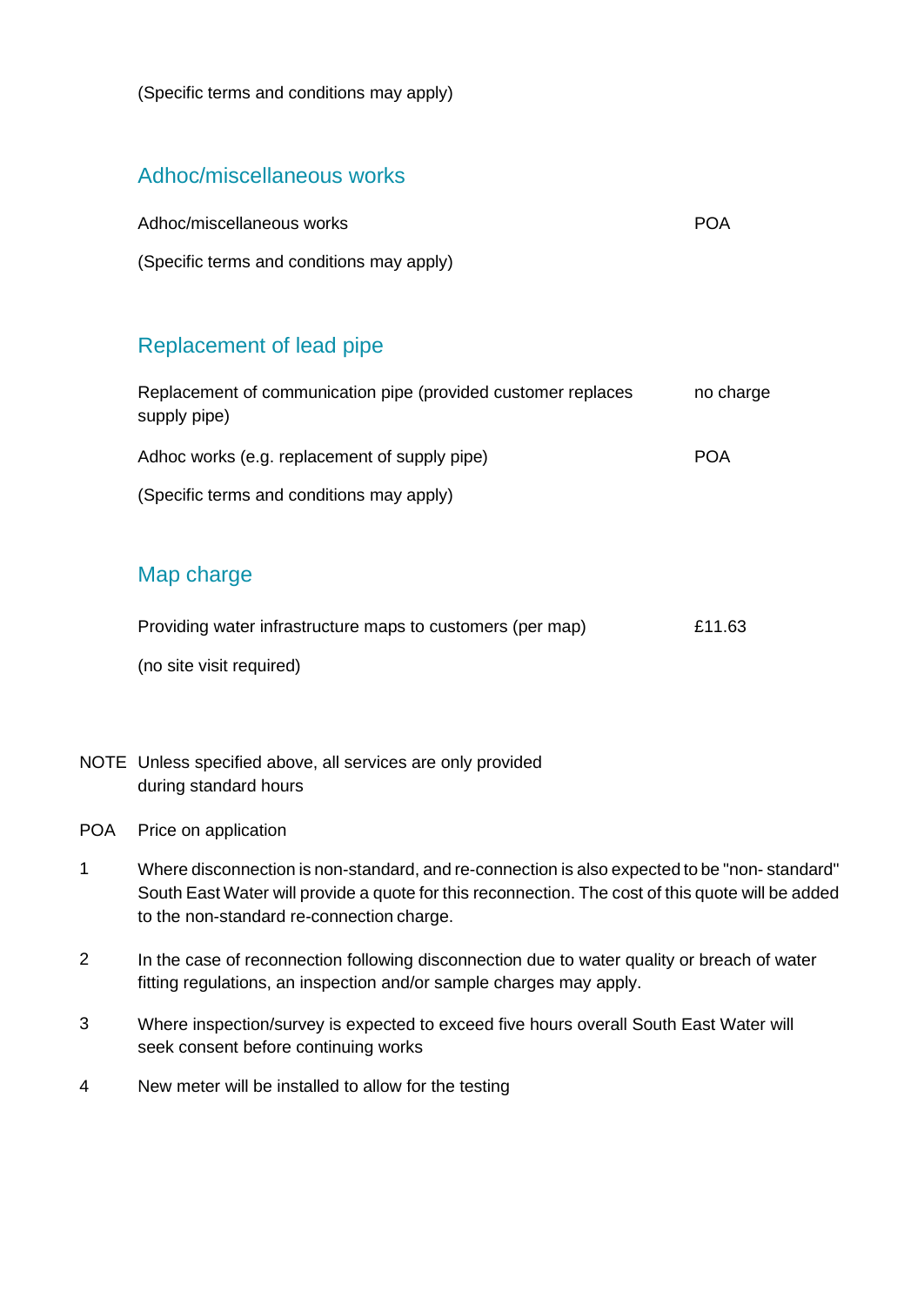(Specific terms and conditions may apply)

## Adhoc/miscellaneous works

| | |
|---|---|
| Adhoc/miscellaneous works | POA |

(Specific terms and conditions may apply)

## Replacement of lead pipe

| | |
|---|---|
| Replacement of communication pipe (provided customer replaces supply pipe) | no charge |
| Adhoc works (e.g. replacement of supply pipe) | POA |

(Specific terms and conditions may apply)

## Map charge

| | |
|---|---|
| Providing water infrastructure maps to customers (per map) | £11.63 |

(no site visit required)

NOTE Unless specified above, all services are only provided during standard hours

POA Price on application

1 Where disconnection is non-standard, and re-connection is also expected to be "non- standard" South East Water will provide a quote for this reconnection. The cost of this quote will be added to the non-standard re-connection charge.

2 In the case of reconnection following disconnection due to water quality or breach of water fitting regulations, an inspection and/or sample charges may apply.

3 Where inspection/survey is expected to exceed five hours overall South East Water will seek consent before continuing works

4 New meter will be installed to allow for the testing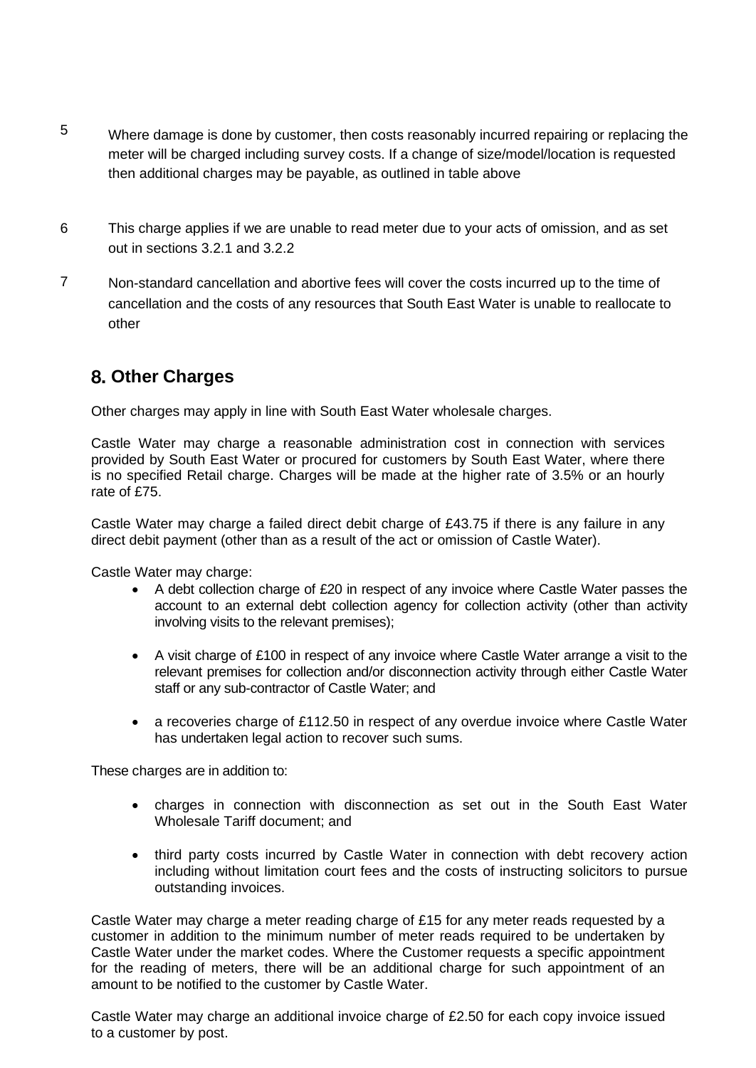5 Where damage is done by customer, then costs reasonably incurred repairing or replacing the meter will be charged including survey costs. If a change of size/model/location is requested then additional charges may be payable, as outlined in table above

6 This charge applies if we are unable to read meter due to your acts of omission, and as set out in sections 3.2.1 and 3.2.2

7 Non-standard cancellation and abortive fees will cover the costs incurred up to the time of cancellation and the costs of any resources that South East Water is unable to reallocate to other

## 8. Other Charges

Other charges may apply in line with South East Water wholesale charges.

Castle Water may charge a reasonable administration cost in connection with services provided by South East Water or procured for customers by South East Water, where there is no specified Retail charge. Charges will be made at the higher rate of 3.5% or an hourly rate of £75.

Castle Water may charge a failed direct debit charge of £43.75 if there is any failure in any direct debit payment (other than as a result of the act or omission of Castle Water).

Castle Water may charge:

- A debt collection charge of £20 in respect of any invoice where Castle Water passes the account to an external debt collection agency for collection activity (other than activity involving visits to the relevant premises);
- A visit charge of £100 in respect of any invoice where Castle Water arrange a visit to the relevant premises for collection and/or disconnection activity through either Castle Water staff or any sub-contractor of Castle Water; and
- a recoveries charge of £112.50 in respect of any overdue invoice where Castle Water has undertaken legal action to recover such sums.

These charges are in addition to:

- charges in connection with disconnection as set out in the South East Water Wholesale Tariff document; and
- third party costs incurred by Castle Water in connection with debt recovery action including without limitation court fees and the costs of instructing solicitors to pursue outstanding invoices.

Castle Water may charge a meter reading charge of £15 for any meter reads requested by a customer in addition to the minimum number of meter reads required to be undertaken by Castle Water under the market codes. Where the Customer requests a specific appointment for the reading of meters, there will be an additional charge for such appointment of an amount to be notified to the customer by Castle Water.

Castle Water may charge an additional invoice charge of £2.50 for each copy invoice issued to a customer by post.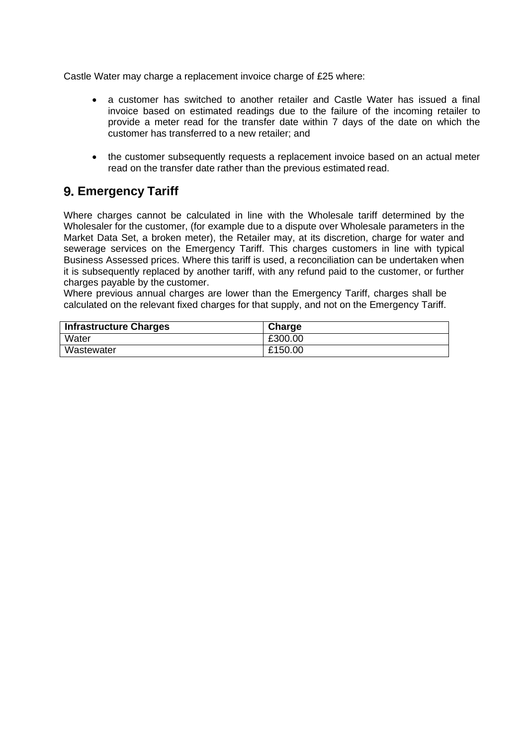Castle Water may charge a replacement invoice charge of £25 where:

- a customer has switched to another retailer and Castle Water has issued a final invoice based on estimated readings due to the failure of the incoming retailer to provide a meter read for the transfer date within 7 days of the date on which the customer has transferred to a new retailer; and
- the customer subsequently requests a replacement invoice based on an actual meter read on the transfer date rather than the previous estimated read.

## 9. Emergency Tariff

Where charges cannot be calculated in line with the Wholesale tariff determined by the Wholesaler for the customer, (for example due to a dispute over Wholesale parameters in the Market Data Set, a broken meter), the Retailer may, at its discretion, charge for water and sewerage services on the Emergency Tariff. This charges customers in line with typical Business Assessed prices. Where this tariff is used, a reconciliation can be undertaken when it is subsequently replaced by another tariff, with any refund paid to the customer, or further charges payable by the customer.
Where previous annual charges are lower than the Emergency Tariff, charges shall be calculated on the relevant fixed charges for that supply, and not on the Emergency Tariff.

| Infrastructure Charges | Charge |
|---|---|
| Water | £300.00 |
| Wastewater | £150.00 |